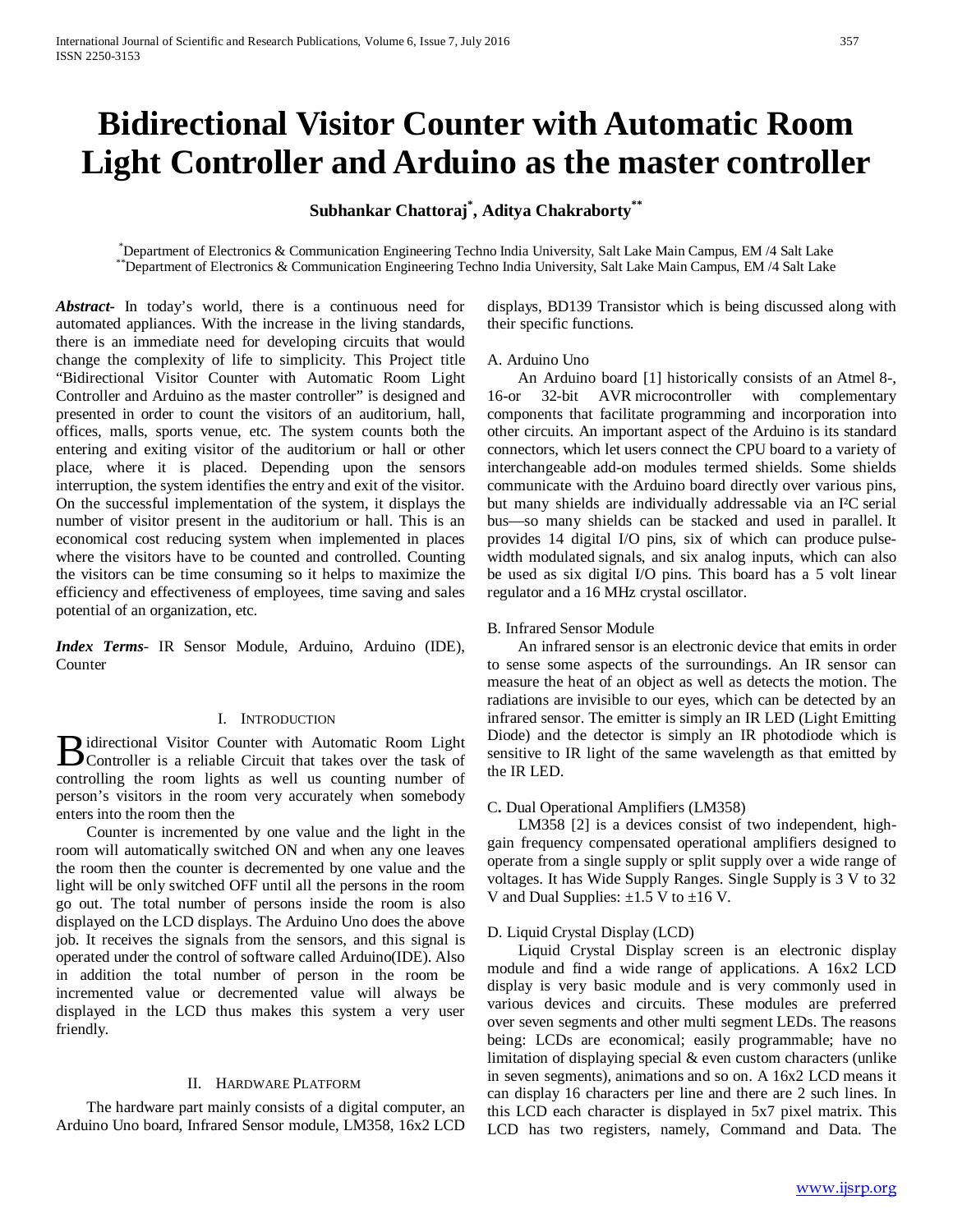# Bidirectional Visitor Counter with Automatic Room Light Controller and Arduino as the master controller

**Subhankar Chattoraj[*], Aditya Chakraborty[**]**

[*]Department of Electronics & Communication Engineering Techno India University, Salt Lake Main Campus, EM /4 Salt Lake
[**]Department of Electronics & Communication Engineering Techno India University, Salt Lake Main Campus, EM /4 Salt Lake

***Abstract-*** In today's world, there is a continuous need for automated appliances. With the increase in the living standards, there is an immediate need for developing circuits that would change the complexity of life to simplicity. This Project title "Bidirectional Visitor Counter with Automatic Room Light Controller and Arduino as the master controller" is designed and presented in order to count the visitors of an auditorium, hall, offices, malls, sports venue, etc. The system counts both the entering and exiting visitor of the auditorium or hall or other place, where it is placed. Depending upon the sensors interruption, the system identifies the entry and exit of the visitor. On the successful implementation of the system, it displays the number of visitor present in the auditorium or hall. This is an economical cost reducing system when implemented in places where the visitors have to be counted and controlled. Counting the visitors can be time consuming so it helps to maximize the efficiency and effectiveness of employees, time saving and sales potential of an organization, etc.

***Index Terms-*** IR Sensor Module, Arduino, Arduino (IDE), Counter

## I. Introduction

Bidirectional Visitor Counter with Automatic Room Light Controller is a reliable Circuit that takes over the task of controlling the room lights as well us counting number of person's visitors in the room very accurately when somebody enters into the room then the

Counter is incremented by one value and the light in the room will automatically switched ON and when any one leaves the room then the counter is decremented by one value and the light will be only switched OFF until all the persons in the room go out. The total number of persons inside the room is also displayed on the LCD displays. The Arduino Uno does the above job. It receives the signals from the sensors, and this signal is operated under the control of software called Arduino(IDE). Also in addition the total number of person in the room be incremented value or decremented value will always be displayed in the LCD thus makes this system a very user friendly.

## II. Hardware Platform

The hardware part mainly consists of a digital computer, an Arduino Uno board, Infrared Sensor module, LM358, 16x2 LCD displays, BD139 Transistor which is being discussed along with their specific functions.

### A. Arduino Uno

An Arduino board [1] historically consists of an Atmel 8-, 16-or 32-bit AVR microcontroller with complementary components that facilitate programming and incorporation into other circuits. An important aspect of the Arduino is its standard connectors, which let users connect the CPU board to a variety of interchangeable add-on modules termed shields. Some shields communicate with the Arduino board directly over various pins, but many shields are individually addressable via an I²C serial bus—so many shields can be stacked and used in parallel. It provides 14 digital I/O pins, six of which can produce pulse-width modulated signals, and six analog inputs, which can also be used as six digital I/O pins. This board has a 5 volt linear regulator and a 16 MHz crystal oscillator.

### B. Infrared Sensor Module

An infrared sensor is an electronic device that emits in order to sense some aspects of the surroundings. An IR sensor can measure the heat of an object as well as detects the motion. The radiations are invisible to our eyes, which can be detected by an infrared sensor. The emitter is simply an IR LED (Light Emitting Diode) and the detector is simply an IR photodiode which is sensitive to IR light of the same wavelength as that emitted by the IR LED.

### C. Dual Operational Amplifiers (LM358)

LM358 [2] is a devices consist of two independent, high-gain frequency compensated operational amplifiers designed to operate from a single supply or split supply over a wide range of voltages. It has Wide Supply Ranges. Single Supply is 3 V to 32 V and Dual Supplies: ±1.5 V to ±16 V.

### D. Liquid Crystal Display (LCD)

Liquid Crystal Display screen is an electronic display module and find a wide range of applications. A 16x2 LCD display is very basic module and is very commonly used in various devices and circuits. These modules are preferred over seven segments and other multi segment LEDs. The reasons being: LCDs are economical; easily programmable; have no limitation of displaying special & even custom characters (unlike in seven segments), animations and so on. A 16x2 LCD means it can display 16 characters per line and there are 2 such lines. In this LCD each character is displayed in 5x7 pixel matrix. This LCD has two registers, namely, Command and Data. The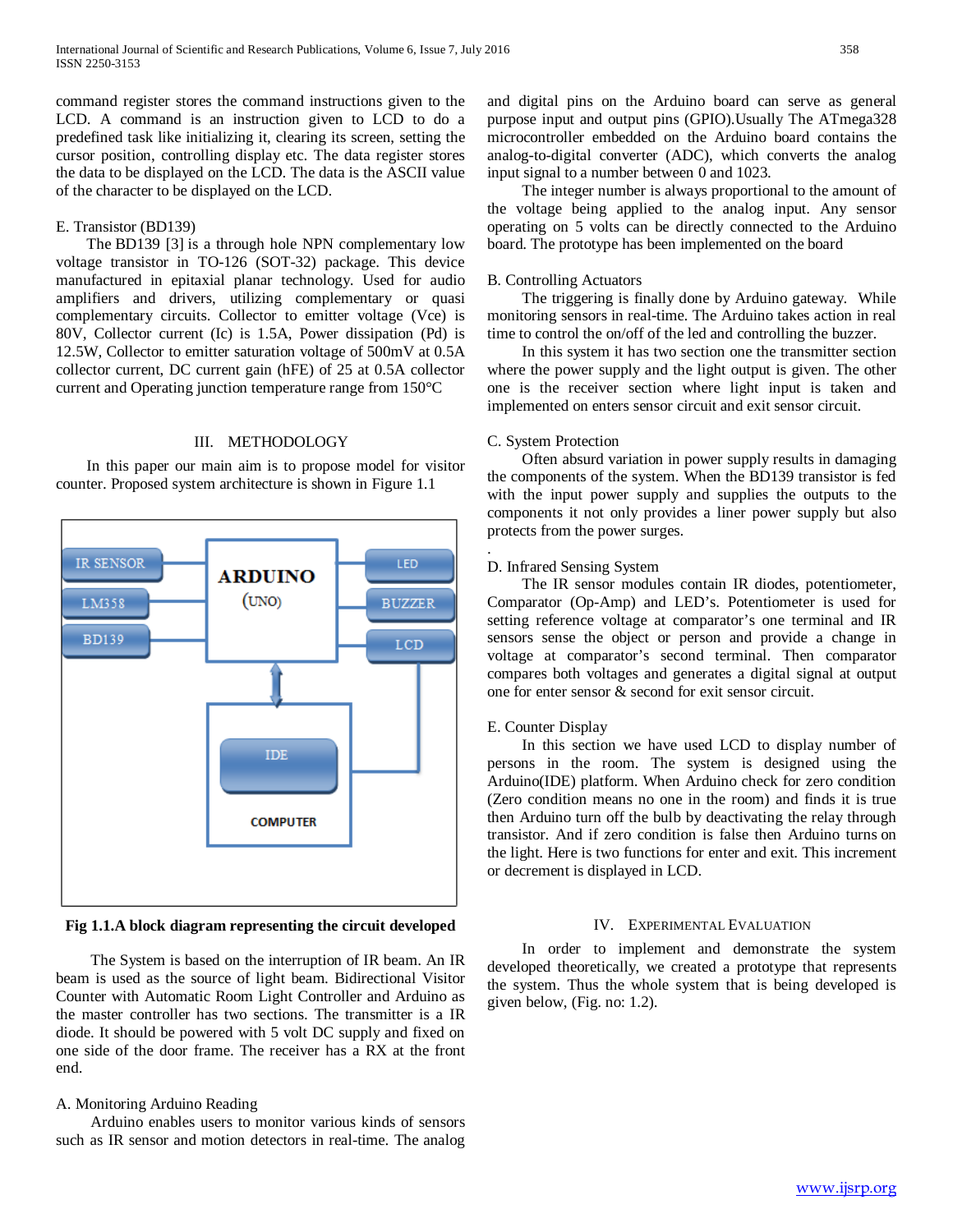command register stores the command instructions given to the LCD. A command is an instruction given to LCD to do a predefined task like initializing it, clearing its screen, setting the cursor position, controlling display etc. The data register stores the data to be displayed on the LCD. The data is the ASCII value of the character to be displayed on the LCD.

E. Transistor (BD139)

The BD139 [3] is a through hole NPN complementary low voltage transistor in TO-126 (SOT-32) package. This device manufactured in epitaxial planar technology. Used for audio amplifiers and drivers, utilizing complementary or quasi complementary circuits. Collector to emitter voltage (Vce) is 80V, Collector current (Ic) is 1.5A, Power dissipation (Pd) is 12.5W, Collector to emitter saturation voltage of 500mV at 0.5A collector current, DC current gain (hFE) of 25 at 0.5A collector current and Operating junction temperature range from 150°C

## III. METHODOLOGY

In this paper our main aim is to propose model for visitor counter. Proposed system architecture is shown in Figure 1.1

**Fig 1.1.A block diagram representing the circuit developed**

The System is based on the interruption of IR beam. An IR beam is used as the source of light beam. Bidirectional Visitor Counter with Automatic Room Light Controller and Arduino as the master controller has two sections. The transmitter is a IR diode. It should be powered with 5 volt DC supply and fixed on one side of the door frame. The receiver has a RX at the front end.

A. Monitoring Arduino Reading

Arduino enables users to monitor various kinds of sensors such as IR sensor and motion detectors in real-time. The analog and digital pins on the Arduino board can serve as general purpose input and output pins (GPIO).Usually The ATmega328 microcontroller embedded on the Arduino board contains the analog-to-digital converter (ADC), which converts the analog input signal to a number between 0 and 1023.

The integer number is always proportional to the amount of the voltage being applied to the analog input. Any sensor operating on 5 volts can be directly connected to the Arduino board. The prototype has been implemented on the board

B. Controlling Actuators

The triggering is finally done by Arduino gateway. While monitoring sensors in real-time. The Arduino takes action in real time to control the on/off of the led and controlling the buzzer.

In this system it has two section one the transmitter section where the power supply and the light output is given. The other one is the receiver section where light input is taken and implemented on enters sensor circuit and exit sensor circuit.

C. System Protection

Often absurd variation in power supply results in damaging the components of the system. When the BD139 transistor is fed with the input power supply and supplies the outputs to the components it not only provides a liner power supply but also protects from the power surges.

.

D. Infrared Sensing System

The IR sensor modules contain IR diodes, potentiometer, Comparator (Op-Amp) and LED's. Potentiometer is used for setting reference voltage at comparator's one terminal and IR sensors sense the object or person and provide a change in voltage at comparator's second terminal. Then comparator compares both voltages and generates a digital signal at output one for enter sensor & second for exit sensor circuit.

E. Counter Display

In this section we have used LCD to display number of persons in the room. The system is designed using the Arduino(IDE) platform. When Arduino check for zero condition (Zero condition means no one in the room) and finds it is true then Arduino turn off the bulb by deactivating the relay through transistor. And if zero condition is false then Arduino turns on the light. Here is two functions for enter and exit. This increment or decrement is displayed in LCD.

## IV. EXPERIMENTAL EVALUATION

In order to implement and demonstrate the system developed theoretically, we created a prototype that represents the system. Thus the whole system that is being developed is given below, (Fig. no: 1.2).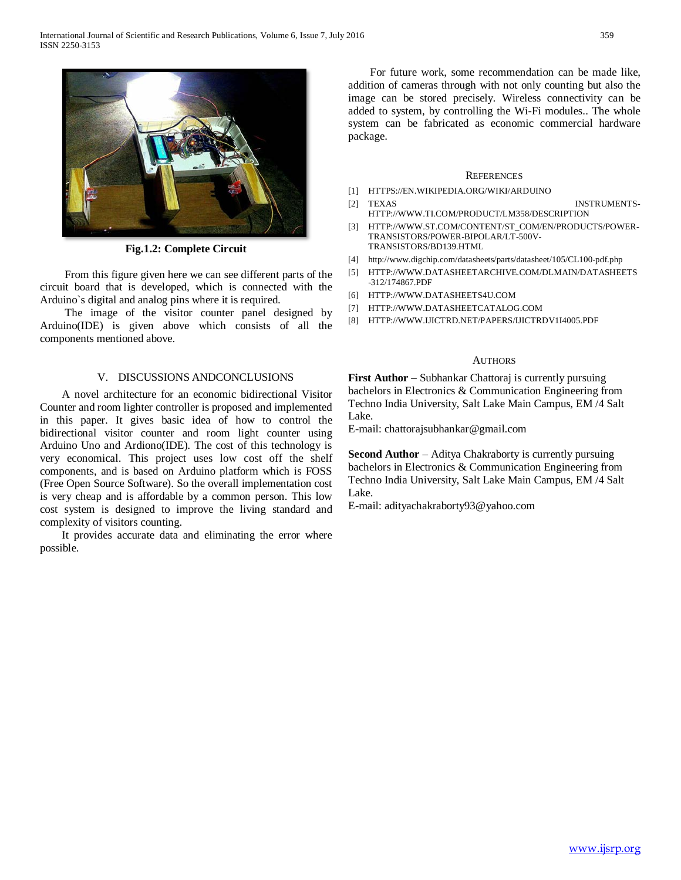**Fig.1.2: Complete Circuit**

From this figure given here we can see different parts of the circuit board that is developed, which is connected with the Arduino`s digital and analog pins where it is required.

The image of the visitor counter panel designed by Arduino(IDE) is given above which consists of all the components mentioned above.

## V. DISCUSSIONS ANDCONCLUSIONS

A novel architecture for an economic bidirectional Visitor Counter and room lighter controller is proposed and implemented in this paper. It gives basic idea of how to control the bidirectional visitor counter and room light counter using Arduino Uno and Ardiono(IDE). The cost of this technology is very economical. This project uses low cost off the shelf components, and is based on Arduino platform which is FOSS (Free Open Source Software). So the overall implementation cost is very cheap and is affordable by a common person. This low cost system is designed to improve the living standard and complexity of visitors counting.

It provides accurate data and eliminating the error where possible.

For future work, some recommendation can be made like, addition of cameras through with not only counting but also the image can be stored precisely. Wireless connectivity can be added to system, by controlling the Wi-Fi modules.. The whole system can be fabricated as economic commercial hardware package.

## REFERENCES

[1] HTTPS://EN.WIKIPEDIA.ORG/WIKI/ARDUINO

[2] TEXAS INSTRUMENTS-HTTP://WWW.TI.COM/PRODUCT/LM358/DESCRIPTION

[3] HTTP://WWW.ST.COM/CONTENT/ST_COM/EN/PRODUCTS/POWER-TRANSISTORS/POWER-BIPOLAR/LT-500V-TRANSISTORS/BD139.HTML

[4] http://www.digchip.com/datasheets/parts/datasheet/105/CL100-pdf.php

[5] HTTP://WWW.DATASHEETARCHIVE.COM/DLMAIN/DATASHEETS-312/174867.PDF

[6] HTTP://WWW.DATASHEETS4U.COM

[7] HTTP://WWW.DATASHEETCATALOG.COM

[8] HTTP://WWW.IJICTRD.NET/PAPERS/IJICTRDV1I4005.PDF

## AUTHORS

**First Author** – Subhankar Chattoraj is currently pursuing bachelors in Electronics & Communication Engineering from Techno India University, Salt Lake Main Campus, EM /4 Salt Lake.
E-mail: chattorajsubhankar@gmail.com

**Second Author** – Aditya Chakraborty is currently pursuing bachelors in Electronics & Communication Engineering from Techno India University, Salt Lake Main Campus, EM /4 Salt Lake.
E-mail: adityachakraborty93@yahoo.com